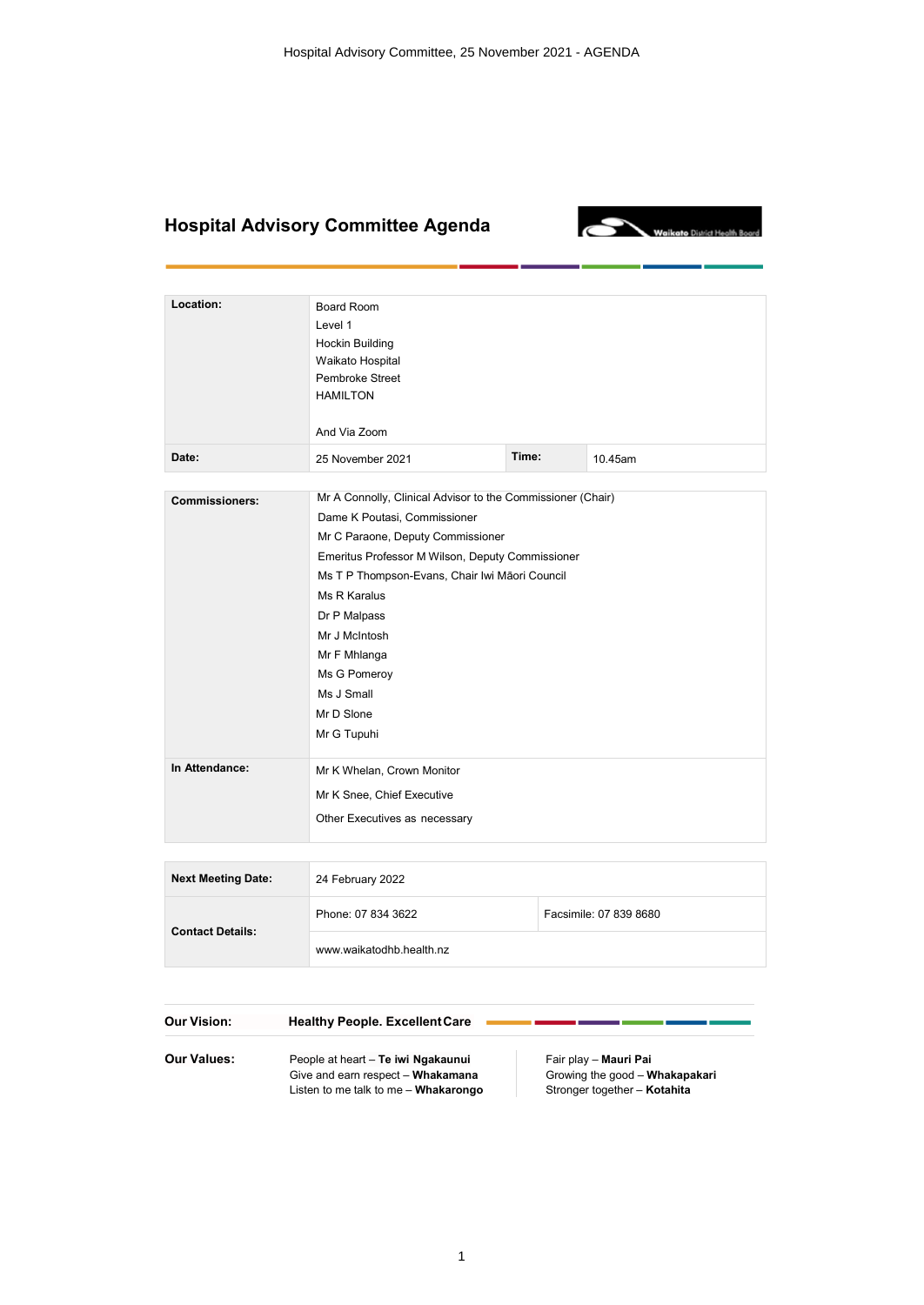# Hospital Advisory Committee Agenda

| | | | |
|---|---|---|---|
| **Location:** | Board Room<br>Level 1<br>Hockin Building<br>Waikato Hospital<br>Pembroke Street<br>HAMILTON<br><br>And Via Zoom | | |
| **Date:** | 25 November 2021 | **Time:** | 10.45am |

| | |
|---|---|
| **Commissioners:** | Mr A Connolly, Clinical Advisor to the Commissioner (Chair)<br>Dame K Poutasi, Commissioner<br>Mr C Paraone, Deputy Commissioner<br>Emeritus Professor M Wilson, Deputy Commissioner<br>Ms T P Thompson-Evans, Chair Iwi Māori Council<br>Ms R Karalus<br>Dr P Malpass<br>Mr J McIntosh<br>Mr F Mhlanga<br>Ms G Pomeroy<br>Ms J Small<br>Mr D Slone<br>Mr G Tupuhi |
| **In Attendance:** | Mr K Whelan, Crown Monitor<br>Mr K Snee, Chief Executive<br>Other Executives as necessary |

| | | |
|---|---|---|
| **Next Meeting Date:** | 24 February 2022 | |
| **Contact Details:** | Phone: 07 834 3622 | Facsimile: 07 839 8680 |
| | www.waikatodhb.health.nz | |

**Our Vision:** **Healthy People. Excellent Care**

**Our Values:**

People at heart – **Te iwi Ngakaunui**
Give and earn respect – **Whakamana**
Listen to me talk to me – **Whakarongo**
Fair play – **Mauri Pai**
Growing the good – **Whakapakari**
Stronger together – **Kotahita**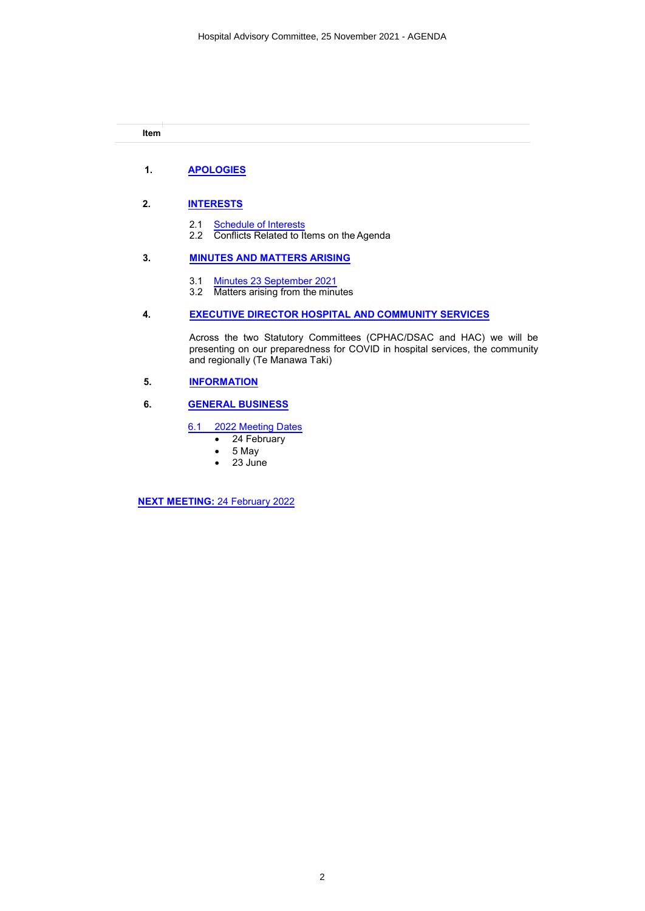| Item | |
|---|---|

**1.** **APOLOGIES**

**2.** **INTERESTS**

2.1 Schedule of Interests
2.2 Conflicts Related to Items on the Agenda

**3.** **MINUTES AND MATTERS ARISING**

3.1 Minutes 23 September 2021
3.2 Matters arising from the minutes

**4.** **EXECUTIVE DIRECTOR HOSPITAL AND COMMUNITY SERVICES**

Across the two Statutory Committees (CPHAC/DSAC and HAC) we will be presenting on our preparedness for COVID in hospital services, the community and regionally (Te Manawa Taki)

**5.** **INFORMATION**

**6.** **GENERAL BUSINESS**

6.1 2022 Meeting Dates

- 24 February
- 5 May
- 23 June

**NEXT MEETING:** 24 February 2022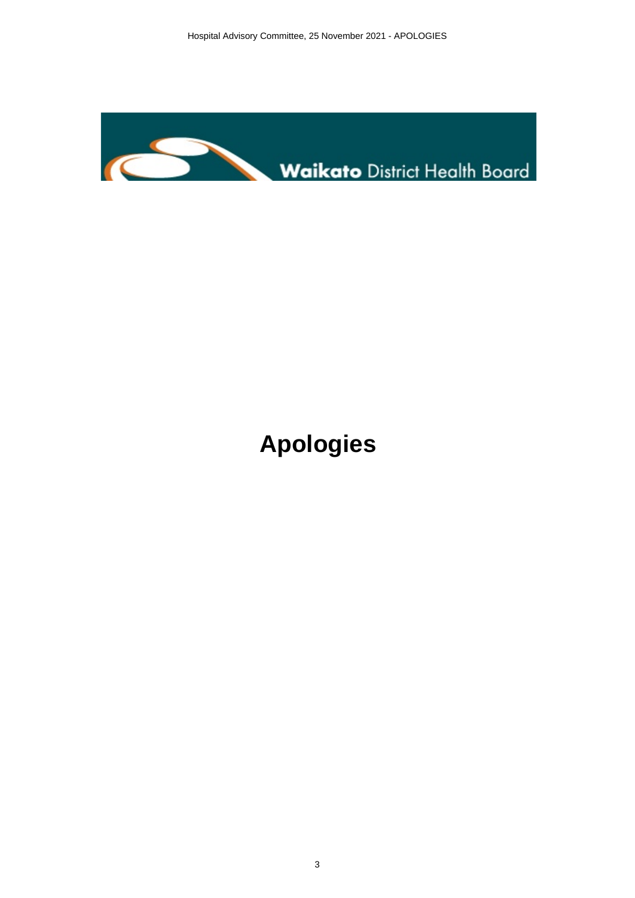# Apologies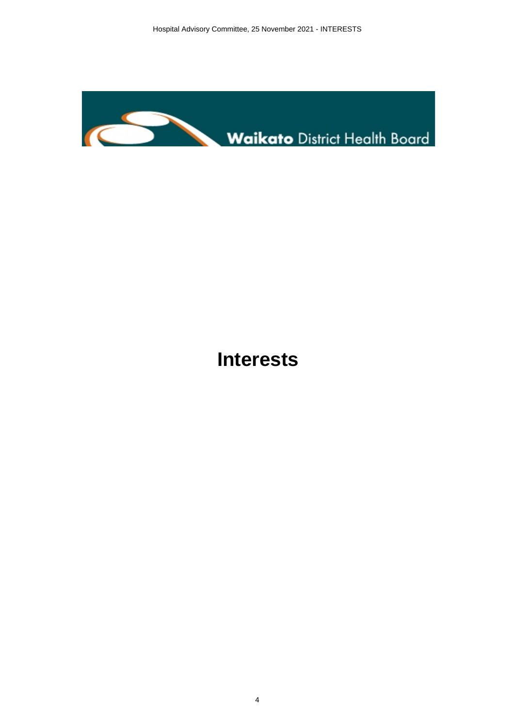# Interests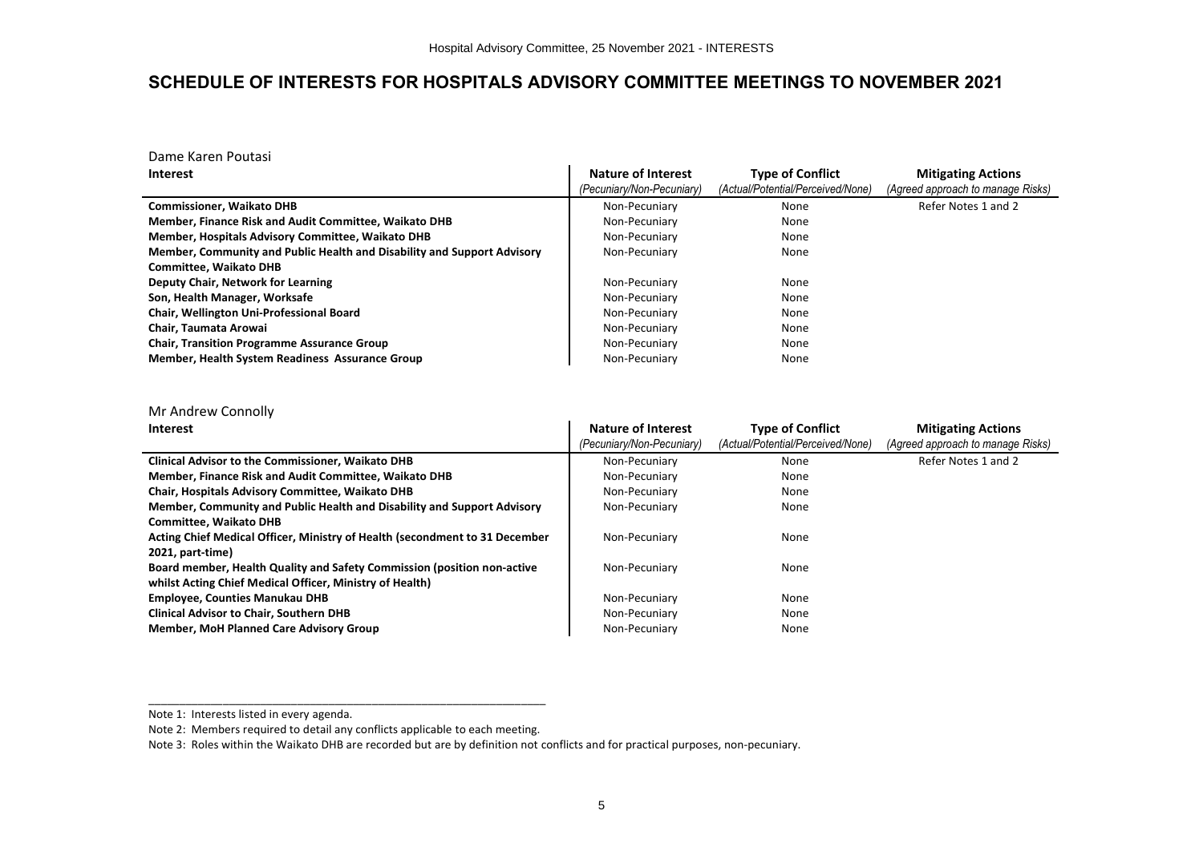# SCHEDULE OF INTERESTS FOR HOSPITALS ADVISORY COMMITTEE MEETINGS TO NOVEMBER 2021

Dame Karen Poutasi

| Interest | Nature of Interest *(Pecuniary/Non-Pecuniary)* | Type of Conflict *(Actual/Potential/Perceived/None)* | Mitigating Actions *(Agreed approach to manage Risks)* |
|---|---|---|---|
| **Commissioner, Waikato DHB** | Non-Pecuniary | None | Refer Notes 1 and 2 |
| **Member, Finance Risk and Audit Committee, Waikato DHB** | Non-Pecuniary | None | |
| **Member, Hospitals Advisory Committee, Waikato DHB** | Non-Pecuniary | None | |
| **Member, Community and Public Health and Disability and Support Advisory Committee, Waikato DHB** | Non-Pecuniary | None | |
| **Deputy Chair, Network for Learning** | Non-Pecuniary | None | |
| **Son, Health Manager, Worksafe** | Non-Pecuniary | None | |
| **Chair, Wellington Uni-Professional Board** | Non-Pecuniary | None | |
| **Chair, Taumata Arowai** | Non-Pecuniary | None | |
| **Chair, Transition Programme Assurance Group** | Non-Pecuniary | None | |
| **Member, Health System Readiness Assurance Group** | Non-Pecuniary | None | |

Mr Andrew Connolly

| Interest | Nature of Interest *(Pecuniary/Non-Pecuniary)* | Type of Conflict *(Actual/Potential/Perceived/None)* | Mitigating Actions *(Agreed approach to manage Risks)* |
|---|---|---|---|
| **Clinical Advisor to the Commissioner, Waikato DHB** | Non-Pecuniary | None | Refer Notes 1 and 2 |
| **Member, Finance Risk and Audit Committee, Waikato DHB** | Non-Pecuniary | None | |
| **Chair, Hospitals Advisory Committee, Waikato DHB** | Non-Pecuniary | None | |
| **Member, Community and Public Health and Disability and Support Advisory Committee, Waikato DHB** | Non-Pecuniary | None | |
| **Acting Chief Medical Officer, Ministry of Health (secondment to 31 December 2021, part-time)** | Non-Pecuniary | None | |
| **Board member, Health Quality and Safety Commission (position non-active whilst Acting Chief Medical Officer, Ministry of Health)** | Non-Pecuniary | None | |
| **Employee, Counties Manukau DHB** | Non-Pecuniary | None | |
| **Clinical Advisor to Chair, Southern DHB** | Non-Pecuniary | None | |
| **Member, MoH Planned Care Advisory Group** | Non-Pecuniary | None | |

Note 1: Interests listed in every agenda.

Note 2: Members required to detail any conflicts applicable to each meeting.

Note 3: Roles within the Waikato DHB are recorded but are by definition not conflicts and for practical purposes, non-pecuniary.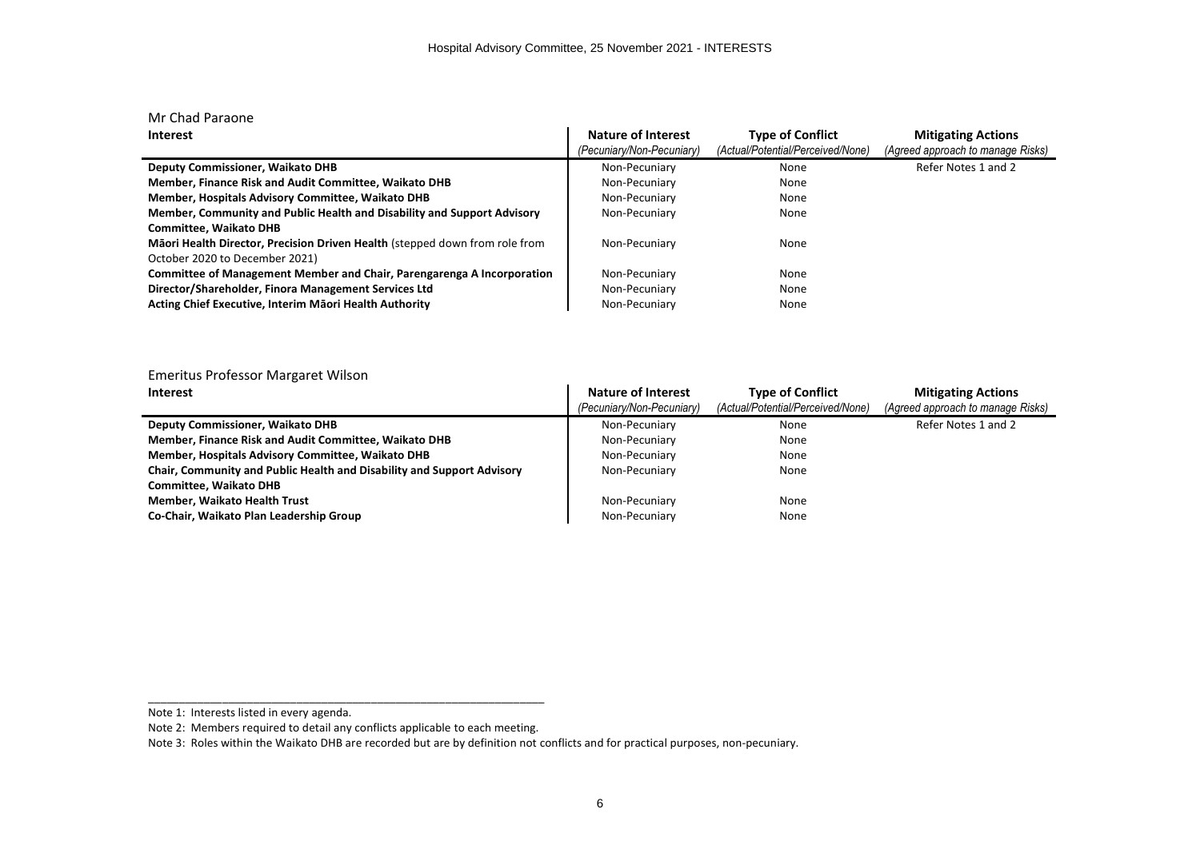Hospital Advisory Committee, 25 November 2021 - INTERESTS

## Mr Chad Paraone

| Interest | Nature of Interest *(Pecuniary/Non-Pecuniary)* | Type of Conflict *(Actual/Potential/Perceived/None)* | Mitigating Actions *(Agreed approach to manage Risks)* |
|---|---|---|---|
| **Deputy Commissioner, Waikato DHB** | Non-Pecuniary | None | Refer Notes 1 and 2 |
| **Member, Finance Risk and Audit Committee, Waikato DHB** | Non-Pecuniary | None | |
| **Member, Hospitals Advisory Committee, Waikato DHB** | Non-Pecuniary | None | |
| **Member, Community and Public Health and Disability and Support Advisory Committee, Waikato DHB** | Non-Pecuniary | None | |
| **Māori Health Director, Precision Driven Health** (stepped down from role from October 2020 to December 2021) | Non-Pecuniary | None | |
| **Committee of Management Member and Chair, Parengarenga A Incorporation** | Non-Pecuniary | None | |
| **Director/Shareholder, Finora Management Services Ltd** | Non-Pecuniary | None | |
| **Acting Chief Executive, Interim Māori Health Authority** | Non-Pecuniary | None | |

## Emeritus Professor Margaret Wilson

| Interest | Nature of Interest *(Pecuniary/Non-Pecuniary)* | Type of Conflict *(Actual/Potential/Perceived/None)* | Mitigating Actions *(Agreed approach to manage Risks)* |
|---|---|---|---|
| **Deputy Commissioner, Waikato DHB** | Non-Pecuniary | None | Refer Notes 1 and 2 |
| **Member, Finance Risk and Audit Committee, Waikato DHB** | Non-Pecuniary | None | |
| **Member, Hospitals Advisory Committee, Waikato DHB** | Non-Pecuniary | None | |
| **Chair, Community and Public Health and Disability and Support Advisory Committee, Waikato DHB** | Non-Pecuniary | None | |
| **Member, Waikato Health Trust** | Non-Pecuniary | None | |
| **Co-Chair, Waikato Plan Leadership Group** | Non-Pecuniary | None | |

Note 1: Interests listed in every agenda.

Note 2: Members required to detail any conflicts applicable to each meeting.

Note 3: Roles within the Waikato DHB are recorded but are by definition not conflicts and for practical purposes, non-pecuniary.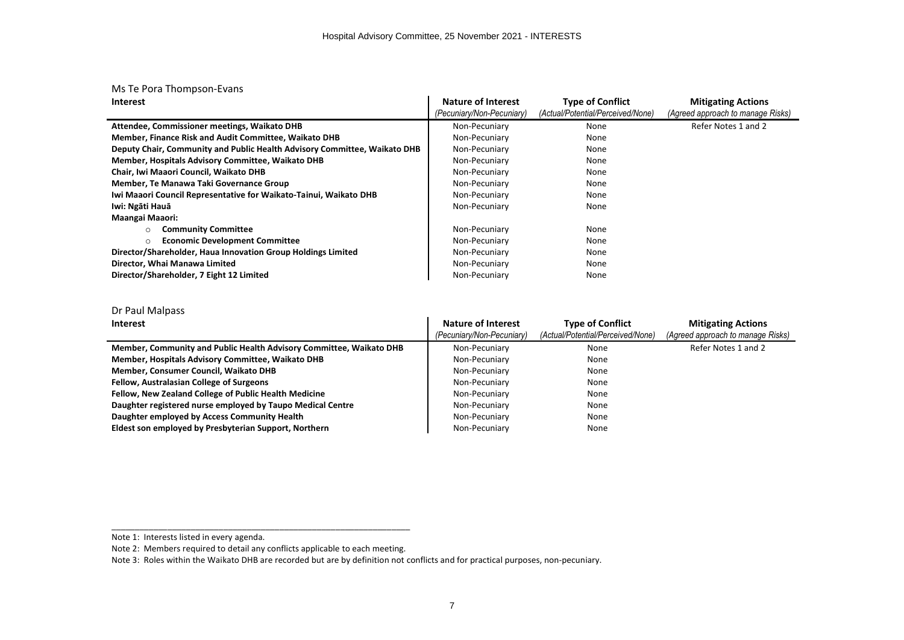Ms Te Pora Thompson-Evans

| Interest | Nature of Interest *(Pecuniary/Non-Pecuniary)* | Type of Conflict *(Actual/Potential/Perceived/None)* | Mitigating Actions *(Agreed approach to manage Risks)* |
|---|---|---|---|
| **Attendee, Commissioner meetings, Waikato DHB** | Non-Pecuniary | None | Refer Notes 1 and 2 |
| **Member, Finance Risk and Audit Committee, Waikato DHB** | Non-Pecuniary | None | |
| **Deputy Chair, Community and Public Health Advisory Committee, Waikato DHB** | Non-Pecuniary | None | |
| **Member, Hospitals Advisory Committee, Waikato DHB** | Non-Pecuniary | None | |
| **Chair, Iwi Maaori Council, Waikato DHB** | Non-Pecuniary | None | |
| **Member, Te Manawa Taki Governance Group** | Non-Pecuniary | None | |
| **Iwi Maaori Council Representative for Waikato-Tainui, Waikato DHB** | Non-Pecuniary | None | |
| **Iwi: Ngāti Hauā** | Non-Pecuniary | None | |
| **Maangai Maaori:** | | | |
| ○ **Community Committee** | Non-Pecuniary | None | |
| ○ **Economic Development Committee** | Non-Pecuniary | None | |
| **Director/Shareholder, Haua Innovation Group Holdings Limited** | Non-Pecuniary | None | |
| **Director, Whai Manawa Limited** | Non-Pecuniary | None | |
| **Director/Shareholder, 7 Eight 12 Limited** | Non-Pecuniary | None | |

Dr Paul Malpass

| Interest | Nature of Interest *(Pecuniary/Non-Pecuniary)* | Type of Conflict *(Actual/Potential/Perceived/None)* | Mitigating Actions *(Agreed approach to manage Risks)* |
|---|---|---|---|
| **Member, Community and Public Health Advisory Committee, Waikato DHB** | Non-Pecuniary | None | Refer Notes 1 and 2 |
| **Member, Hospitals Advisory Committee, Waikato DHB** | Non-Pecuniary | None | |
| **Member, Consumer Council, Waikato DHB** | Non-Pecuniary | None | |
| **Fellow, Australasian College of Surgeons** | Non-Pecuniary | None | |
| **Fellow, New Zealand College of Public Health Medicine** | Non-Pecuniary | None | |
| **Daughter registered nurse employed by Taupo Medical Centre** | Non-Pecuniary | None | |
| **Daughter employed by Access Community Health** | Non-Pecuniary | None | |
| **Eldest son employed by Presbyterian Support, Northern** | Non-Pecuniary | None | |

Note 1: Interests listed in every agenda.

Note 2: Members required to detail any conflicts applicable to each meeting.

Note 3: Roles within the Waikato DHB are recorded but are by definition not conflicts and for practical purposes, non-pecuniary.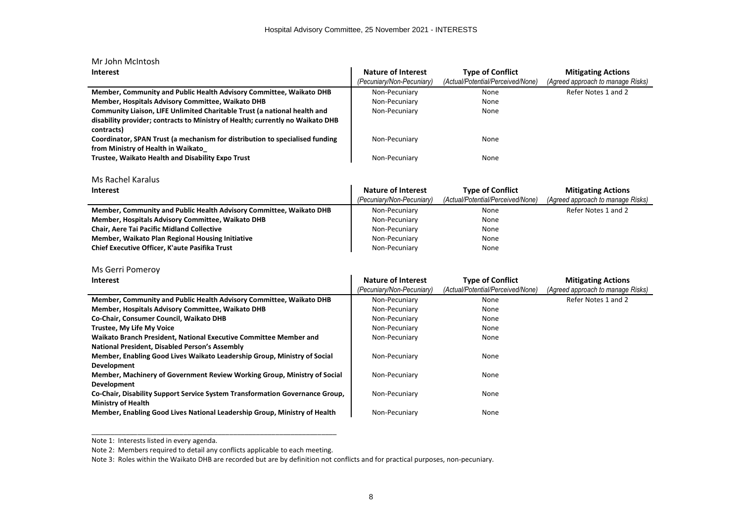Mr John McIntosh

| Interest | Nature of Interest *(Pecuniary/Non-Pecuniary)* | Type of Conflict *(Actual/Potential/Perceived/None)* | Mitigating Actions *(Agreed approach to manage Risks)* |
|---|---|---|---|
| **Member, Community and Public Health Advisory Committee, Waikato DHB** | Non-Pecuniary | None | Refer Notes 1 and 2 |
| **Member, Hospitals Advisory Committee, Waikato DHB** | Non-Pecuniary | None | |
| **Community Liaison, LIFE Unlimited Charitable Trust (a national health and disability provider; contracts to Ministry of Health; currently no Waikato DHB contracts)** | Non-Pecuniary | None | |
| **Coordinator, SPAN Trust (a mechanism for distribution to specialised funding from Ministry of Health in Waikato_** | Non-Pecuniary | None | |
| **Trustee, Waikato Health and Disability Expo Trust** | Non-Pecuniary | None | |

Ms Rachel Karalus

| Interest | Nature of Interest *(Pecuniary/Non-Pecuniary)* | Type of Conflict *(Actual/Potential/Perceived/None)* | Mitigating Actions *(Agreed approach to manage Risks)* |
|---|---|---|---|
| **Member, Community and Public Health Advisory Committee, Waikato DHB** | Non-Pecuniary | None | Refer Notes 1 and 2 |
| **Member, Hospitals Advisory Committee, Waikato DHB** | Non-Pecuniary | None | |
| **Chair, Aere Tai Pacific Midland Collective** | Non-Pecuniary | None | |
| **Member, Waikato Plan Regional Housing Initiative** | Non-Pecuniary | None | |
| **Chief Executive Officer, K'aute Pasifika Trust** | Non-Pecuniary | None | |

Ms Gerri Pomeroy

| Interest | Nature of Interest *(Pecuniary/Non-Pecuniary)* | Type of Conflict *(Actual/Potential/Perceived/None)* | Mitigating Actions *(Agreed approach to manage Risks)* |
|---|---|---|---|
| **Member, Community and Public Health Advisory Committee, Waikato DHB** | Non-Pecuniary | None | Refer Notes 1 and 2 |
| **Member, Hospitals Advisory Committee, Waikato DHB** | Non-Pecuniary | None | |
| **Co-Chair, Consumer Council, Waikato DHB** | Non-Pecuniary | None | |
| **Trustee, My Life My Voice** | Non-Pecuniary | None | |
| **Waikato Branch President, National Executive Committee Member and National President, Disabled Person's Assembly** | Non-Pecuniary | None | |
| **Member, Enabling Good Lives Waikato Leadership Group, Ministry of Social Development** | Non-Pecuniary | None | |
| **Member, Machinery of Government Review Working Group, Ministry of Social Development** | Non-Pecuniary | None | |
| **Co-Chair, Disability Support Service System Transformation Governance Group, Ministry of Health** | Non-Pecuniary | None | |
| **Member, Enabling Good Lives National Leadership Group, Ministry of Health** | Non-Pecuniary | None | |

---

Note 1: Interests listed in every agenda.

Note 2: Members required to detail any conflicts applicable to each meeting.

Note 3: Roles within the Waikato DHB are recorded but are by definition not conflicts and for practical purposes, non-pecuniary.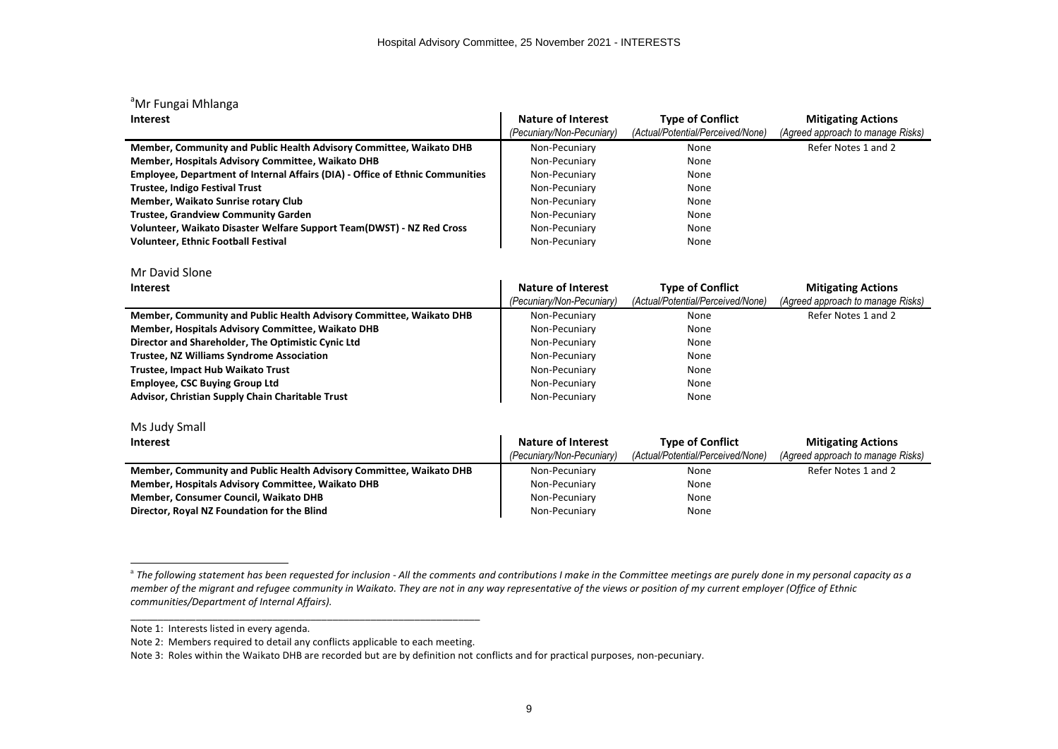Hospital Advisory Committee, 25 November 2021 - INTERESTS

[a]Mr Fungai Mhlanga

| Interest | Nature of Interest *(Pecuniary/Non-Pecuniary)* | Type of Conflict *(Actual/Potential/Perceived/None)* | Mitigating Actions *(Agreed approach to manage Risks)* |
|---|---|---|---|
| **Member, Community and Public Health Advisory Committee, Waikato DHB** | Non-Pecuniary | None | Refer Notes 1 and 2 |
| **Member, Hospitals Advisory Committee, Waikato DHB** | Non-Pecuniary | None | |
| **Employee, Department of Internal Affairs (DIA) - Office of Ethnic Communities** | Non-Pecuniary | None | |
| **Trustee, Indigo Festival Trust** | Non-Pecuniary | None | |
| **Member, Waikato Sunrise rotary Club** | Non-Pecuniary | None | |
| **Trustee, Grandview Community Garden** | Non-Pecuniary | None | |
| **Volunteer, Waikato Disaster Welfare Support Team(DWST) - NZ Red Cross** | Non-Pecuniary | None | |
| **Volunteer, Ethnic Football Festival** | Non-Pecuniary | None | |

Mr David Slone

| Interest | Nature of Interest *(Pecuniary/Non-Pecuniary)* | Type of Conflict *(Actual/Potential/Perceived/None)* | Mitigating Actions *(Agreed approach to manage Risks)* |
|---|---|---|---|
| **Member, Community and Public Health Advisory Committee, Waikato DHB** | Non-Pecuniary | None | Refer Notes 1 and 2 |
| **Member, Hospitals Advisory Committee, Waikato DHB** | Non-Pecuniary | None | |
| **Director and Shareholder, The Optimistic Cynic Ltd** | Non-Pecuniary | None | |
| **Trustee, NZ Williams Syndrome Association** | Non-Pecuniary | None | |
| **Trustee, Impact Hub Waikato Trust** | Non-Pecuniary | None | |
| **Employee, CSC Buying Group Ltd** | Non-Pecuniary | None | |
| **Advisor, Christian Supply Chain Charitable Trust** | Non-Pecuniary | None | |

Ms Judy Small

| Interest | Nature of Interest *(Pecuniary/Non-Pecuniary)* | Type of Conflict *(Actual/Potential/Perceived/None)* | Mitigating Actions *(Agreed approach to manage Risks)* |
|---|---|---|---|
| **Member, Community and Public Health Advisory Committee, Waikato DHB** | Non-Pecuniary | None | Refer Notes 1 and 2 |
| **Member, Hospitals Advisory Committee, Waikato DHB** | Non-Pecuniary | None | |
| **Member, Consumer Council, Waikato DHB** | Non-Pecuniary | None | |
| **Director, Royal NZ Foundation for the Blind** | Non-Pecuniary | None | |

[a] *The following statement has been requested for inclusion - All the comments and contributions I make in the Committee meetings are purely done in my personal capacity as a member of the migrant and refugee community in Waikato. They are not in any way representative of the views or position of my current employer (Office of Ethnic communities/Department of Internal Affairs).*

Note 1: Interests listed in every agenda.

Note 2: Members required to detail any conflicts applicable to each meeting.

Note 3: Roles within the Waikato DHB are recorded but are by definition not conflicts and for practical purposes, non-pecuniary.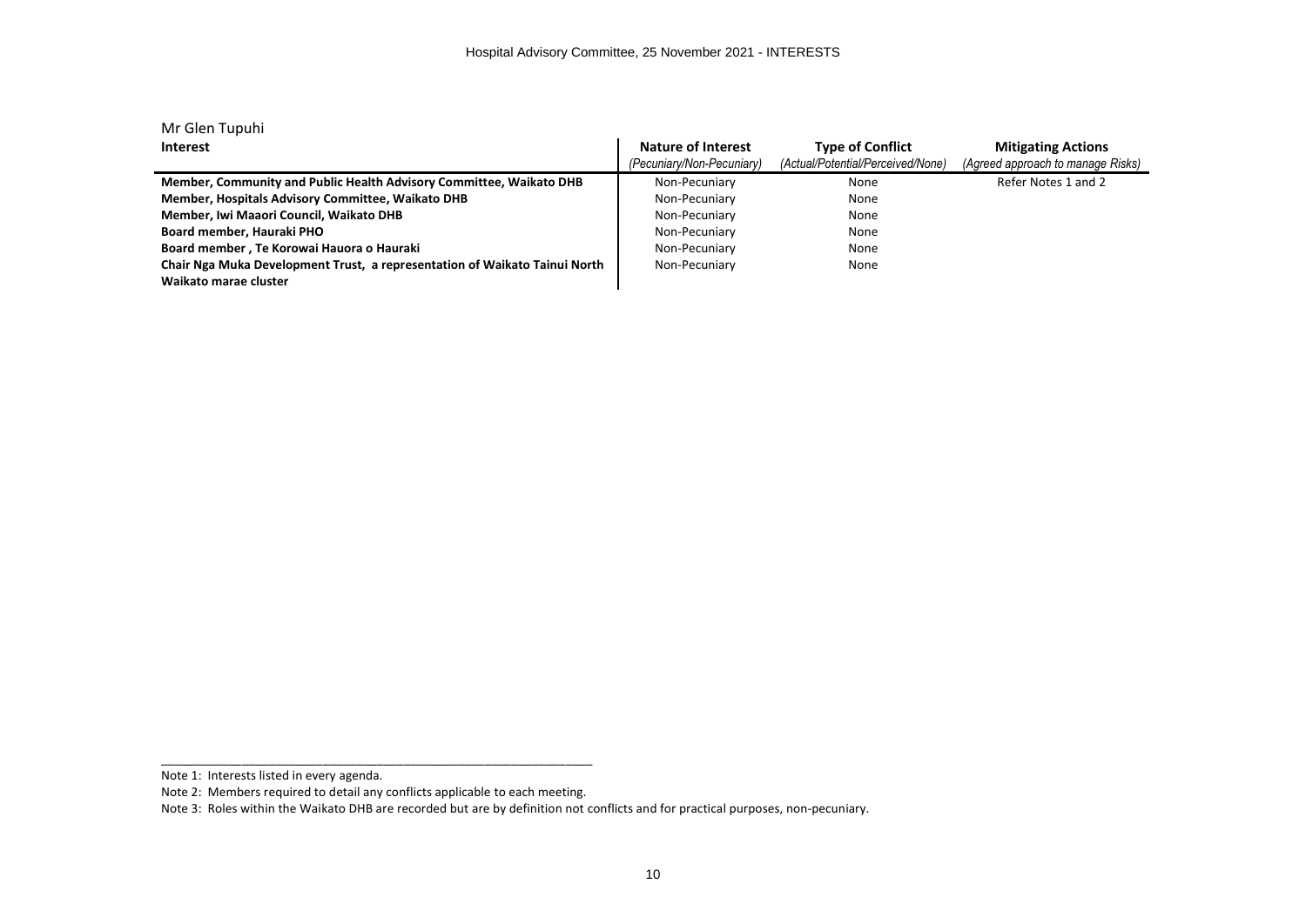Mr Glen Tupuhi

| Interest | Nature of Interest (Pecuniary/Non-Pecuniary) | Type of Conflict (Actual/Potential/Perceived/None) | Mitigating Actions (Agreed approach to manage Risks) |
|---|---|---|---|
| **Member, Community and Public Health Advisory Committee, Waikato DHB** | Non-Pecuniary | None | Refer Notes 1 and 2 |
| **Member, Hospitals Advisory Committee, Waikato DHB** | Non-Pecuniary | None | |
| **Member, Iwi Maaori Council, Waikato DHB** | Non-Pecuniary | None | |
| **Board member, Hauraki PHO** | Non-Pecuniary | None | |
| **Board member , Te Korowai Hauora o Hauraki** | Non-Pecuniary | None | |
| **Chair Nga Muka Development Trust, a representation of Waikato Tainui North Waikato marae cluster** | Non-Pecuniary | None | |

Note 1: Interests listed in every agenda.

Note 2: Members required to detail any conflicts applicable to each meeting.

Note 3: Roles within the Waikato DHB are recorded but are by definition not conflicts and for practical purposes, non-pecuniary.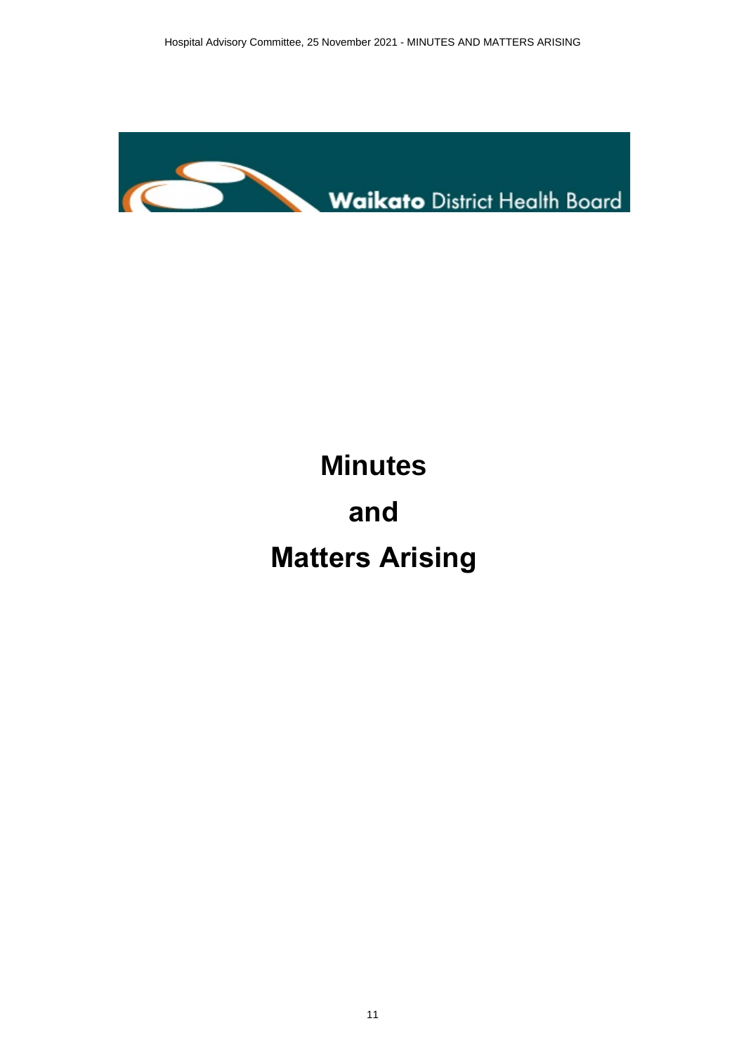Waikato District Health Board

# Minutes

# and

# Matters Arising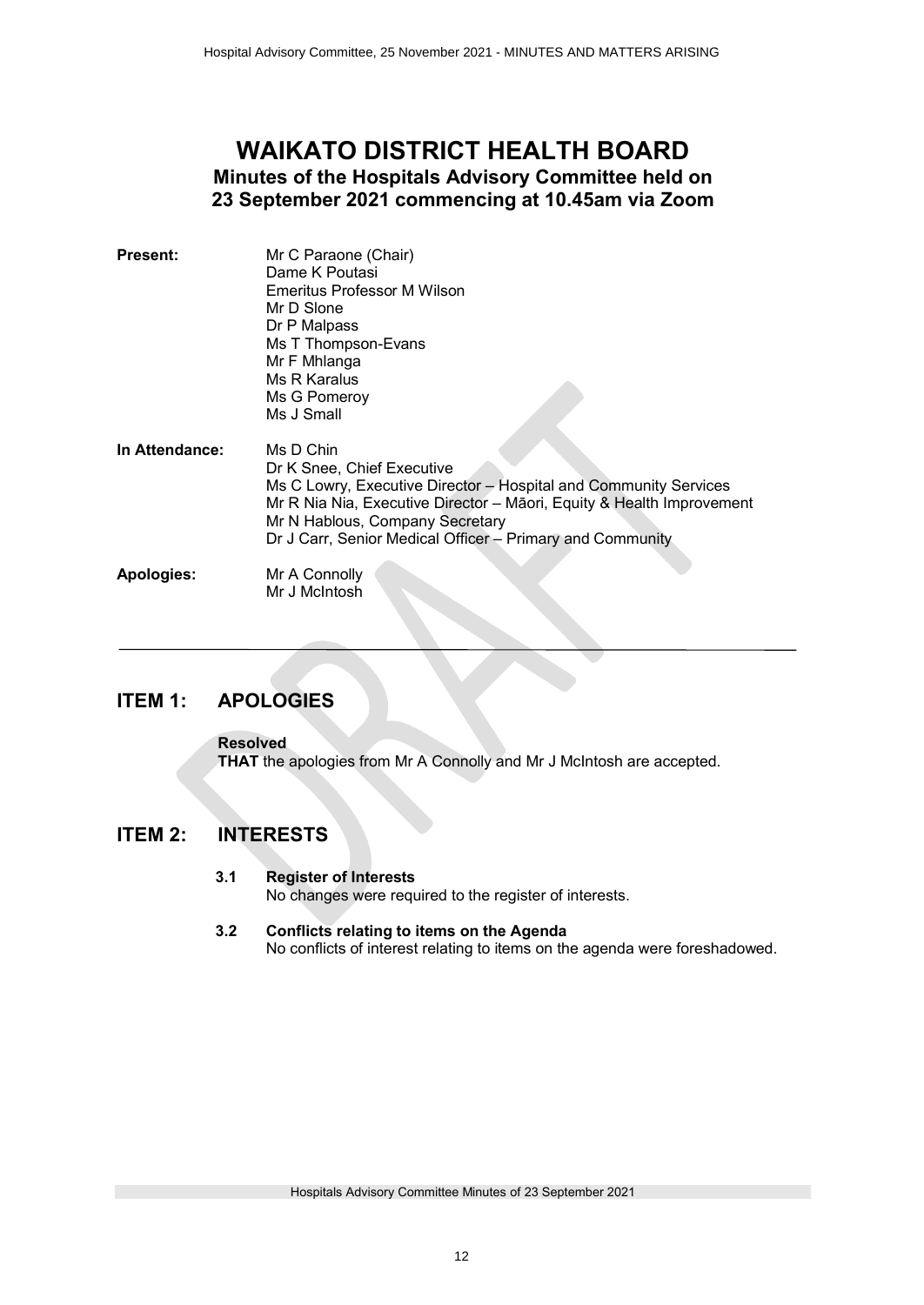# WAIKATO DISTRICT HEALTH BOARD

## Minutes of the Hospitals Advisory Committee held on 23 September 2021 commencing at 10.45am via Zoom

| | |
|---|---|
| **Present:** | Mr C Paraone (Chair)<br>Dame K Poutasi<br>Emeritus Professor M Wilson<br>Mr D Slone<br>Dr P Malpass<br>Ms T Thompson-Evans<br>Mr F Mhlanga<br>Ms R Karalus<br>Ms G Pomeroy<br>Ms J Small |
| **In Attendance:** | Ms D Chin<br>Dr K Snee, Chief Executive<br>Ms C Lowry, Executive Director – Hospital and Community Services<br>Mr R Nia Nia, Executive Director – Māori, Equity & Health Improvement<br>Mr N Hablous, Company Secretary<br>Dr J Carr, Senior Medical Officer – Primary and Community |
| **Apologies:** | Mr A Connolly<br>Mr J McIntosh |

---

## ITEM 1: APOLOGIES

**Resolved**
**THAT** the apologies from Mr A Connolly and Mr J McIntosh are accepted.

## ITEM 2: INTERESTS

**3.1 Register of Interests**
No changes were required to the register of interests.

**3.2 Conflicts relating to items on the Agenda**
No conflicts of interest relating to items on the agenda were foreshadowed.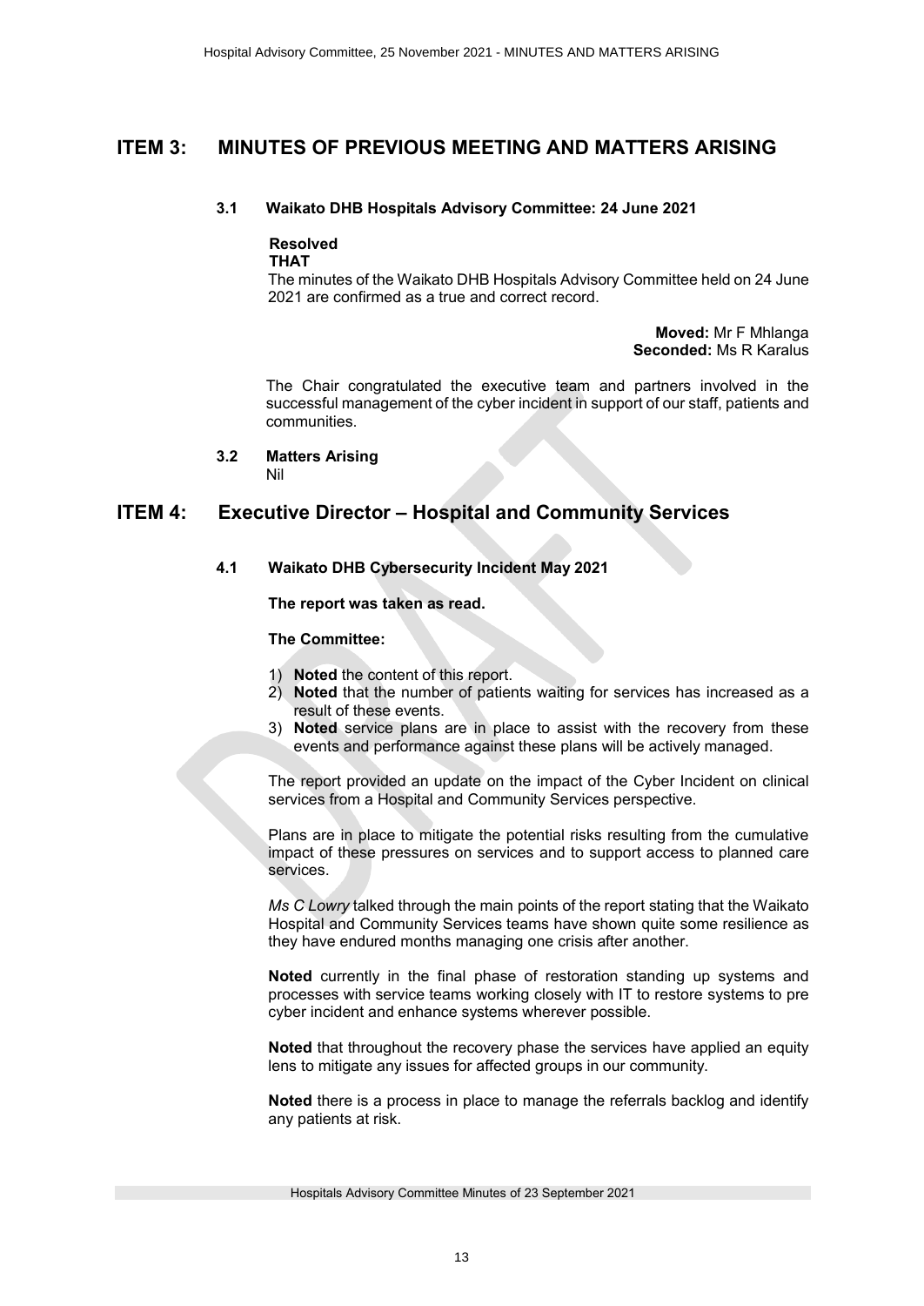# ITEM 3: MINUTES OF PREVIOUS MEETING AND MATTERS ARISING

## 3.1 Waikato DHB Hospitals Advisory Committee: 24 June 2021

**Resolved**
**THAT**
The minutes of the Waikato DHB Hospitals Advisory Committee held on 24 June 2021 are confirmed as a true and correct record.

**Moved:** Mr F Mhlanga
**Seconded:** Ms R Karalus

The Chair congratulated the executive team and partners involved in the successful management of the cyber incident in support of our staff, patients and communities.

## 3.2 Matters Arising

Nil

# ITEM 4: Executive Director – Hospital and Community Services

## 4.1 Waikato DHB Cybersecurity Incident May 2021

**The report was taken as read.**

**The Committee:**

1) **Noted** the content of this report.
2) **Noted** that the number of patients waiting for services has increased as a result of these events.
3) **Noted** service plans are in place to assist with the recovery from these events and performance against these plans will be actively managed.

The report provided an update on the impact of the Cyber Incident on clinical services from a Hospital and Community Services perspective.

Plans are in place to mitigate the potential risks resulting from the cumulative impact of these pressures on services and to support access to planned care services.

*Ms C Lowry* talked through the main points of the report stating that the Waikato Hospital and Community Services teams have shown quite some resilience as they have endured months managing one crisis after another.

**Noted** currently in the final phase of restoration standing up systems and processes with service teams working closely with IT to restore systems to pre cyber incident and enhance systems wherever possible.

**Noted** that throughout the recovery phase the services have applied an equity lens to mitigate any issues for affected groups in our community.

**Noted** there is a process in place to manage the referrals backlog and identify any patients at risk.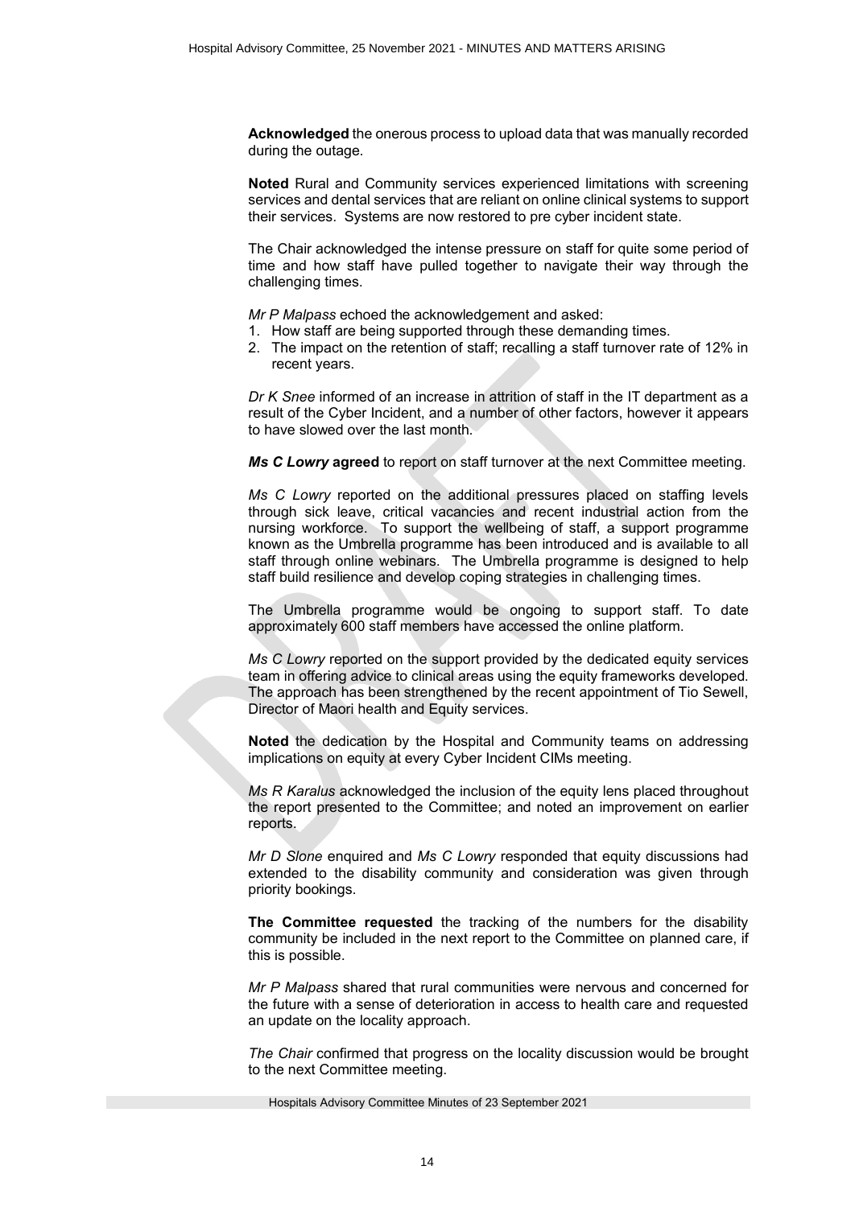**Acknowledged** the onerous process to upload data that was manually recorded during the outage.

**Noted** Rural and Community services experienced limitations with screening services and dental services that are reliant on online clinical systems to support their services. Systems are now restored to pre cyber incident state.

The Chair acknowledged the intense pressure on staff for quite some period of time and how staff have pulled together to navigate their way through the challenging times.

*Mr P Malpass* echoed the acknowledgement and asked:

1. How staff are being supported through these demanding times.
2. The impact on the retention of staff; recalling a staff turnover rate of 12% in recent years.

*Dr K Snee* informed of an increase in attrition of staff in the IT department as a result of the Cyber Incident, and a number of other factors, however it appears to have slowed over the last month.

***Ms C Lowry* agreed** to report on staff turnover at the next Committee meeting.

*Ms C Lowry* reported on the additional pressures placed on staffing levels through sick leave, critical vacancies and recent industrial action from the nursing workforce. To support the wellbeing of staff, a support programme known as the Umbrella programme has been introduced and is available to all staff through online webinars. The Umbrella programme is designed to help staff build resilience and develop coping strategies in challenging times.

The Umbrella programme would be ongoing to support staff. To date approximately 600 staff members have accessed the online platform.

*Ms C Lowry* reported on the support provided by the dedicated equity services team in offering advice to clinical areas using the equity frameworks developed. The approach has been strengthened by the recent appointment of Tio Sewell, Director of Maori health and Equity services.

**Noted** the dedication by the Hospital and Community teams on addressing implications on equity at every Cyber Incident CIMs meeting.

*Ms R Karalus* acknowledged the inclusion of the equity lens placed throughout the report presented to the Committee; and noted an improvement on earlier reports.

*Mr D Slone* enquired and *Ms C Lowry* responded that equity discussions had extended to the disability community and consideration was given through priority bookings.

**The Committee requested** the tracking of the numbers for the disability community be included in the next report to the Committee on planned care, if this is possible.

*Mr P Malpass* shared that rural communities were nervous and concerned for the future with a sense of deterioration in access to health care and requested an update on the locality approach.

*The Chair* confirmed that progress on the locality discussion would be brought to the next Committee meeting.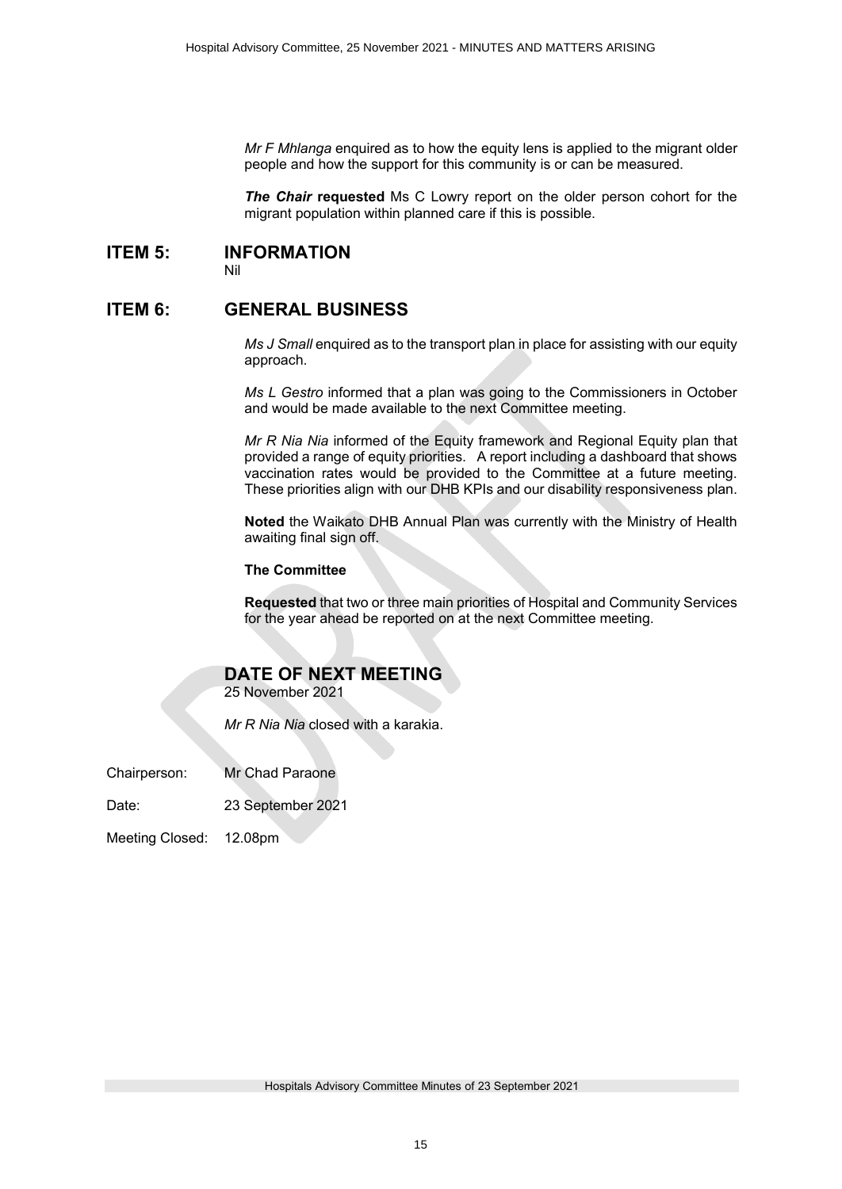*Mr F Mhlanga* enquired as to how the equity lens is applied to the migrant older people and how the support for this community is or can be measured.

***The Chair*** **requested** Ms C Lowry report on the older person cohort for the migrant population within planned care if this is possible.

## ITEM 5: INFORMATION

Nil

## ITEM 6: GENERAL BUSINESS

*Ms J Small* enquired as to the transport plan in place for assisting with our equity approach.

*Ms L Gestro* informed that a plan was going to the Commissioners in October and would be made available to the next Committee meeting.

*Mr R Nia Nia* informed of the Equity framework and Regional Equity plan that provided a range of equity priorities. A report including a dashboard that shows vaccination rates would be provided to the Committee at a future meeting. These priorities align with our DHB KPIs and our disability responsiveness plan.

**Noted** the Waikato DHB Annual Plan was currently with the Ministry of Health awaiting final sign off.

**The Committee**

**Requested** that two or three main priorities of Hospital and Community Services for the year ahead be reported on at the next Committee meeting.

## DATE OF NEXT MEETING

25 November 2021

*Mr R Nia Nia* closed with a karakia.

Chairperson: Mr Chad Paraone

Date: 23 September 2021

Meeting Closed: 12.08pm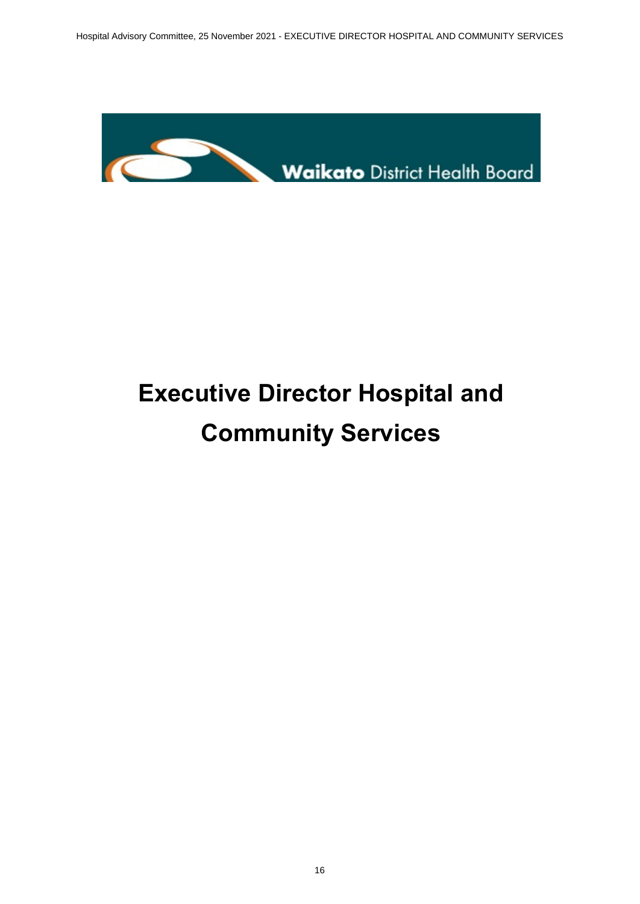Waikato District Health Board

# Executive Director Hospital and Community Services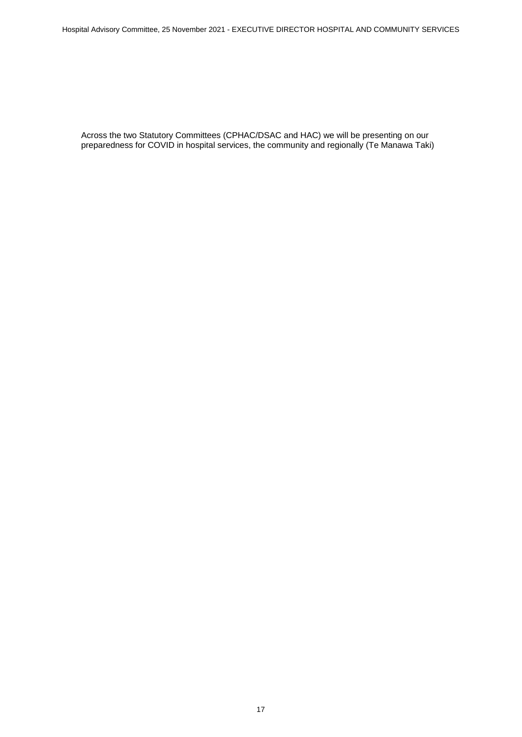Across the two Statutory Committees (CPHAC/DSAC and HAC) we will be presenting on our preparedness for COVID in hospital services, the community and regionally (Te Manawa Taki)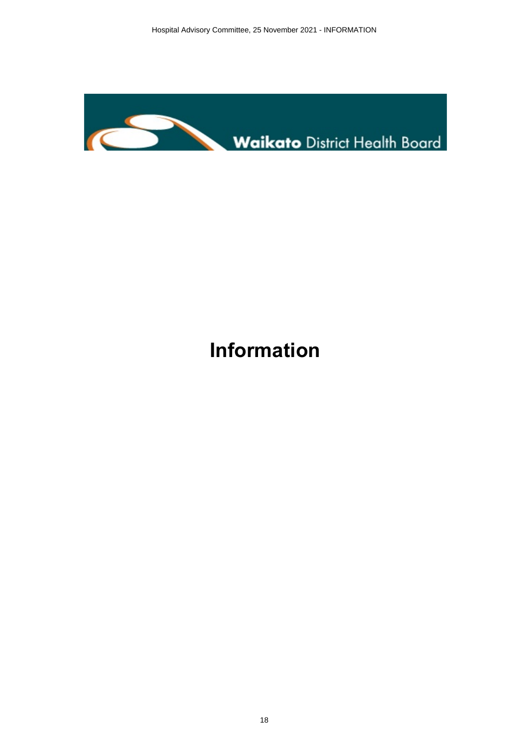# Information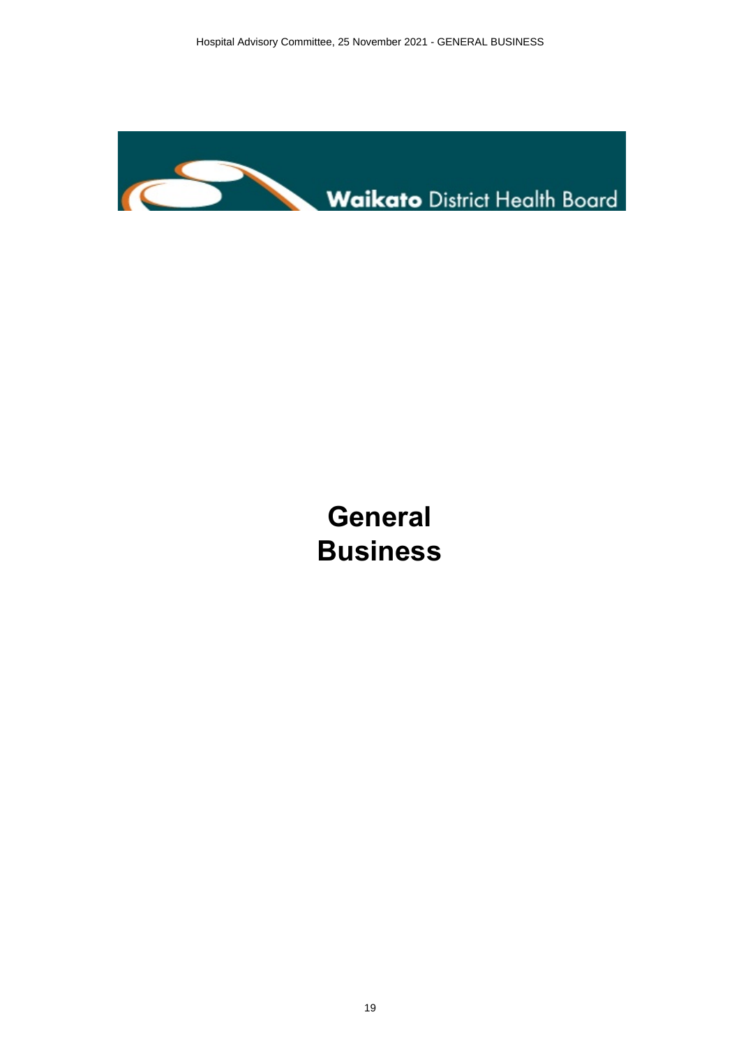Waikato District Health Board

# General Business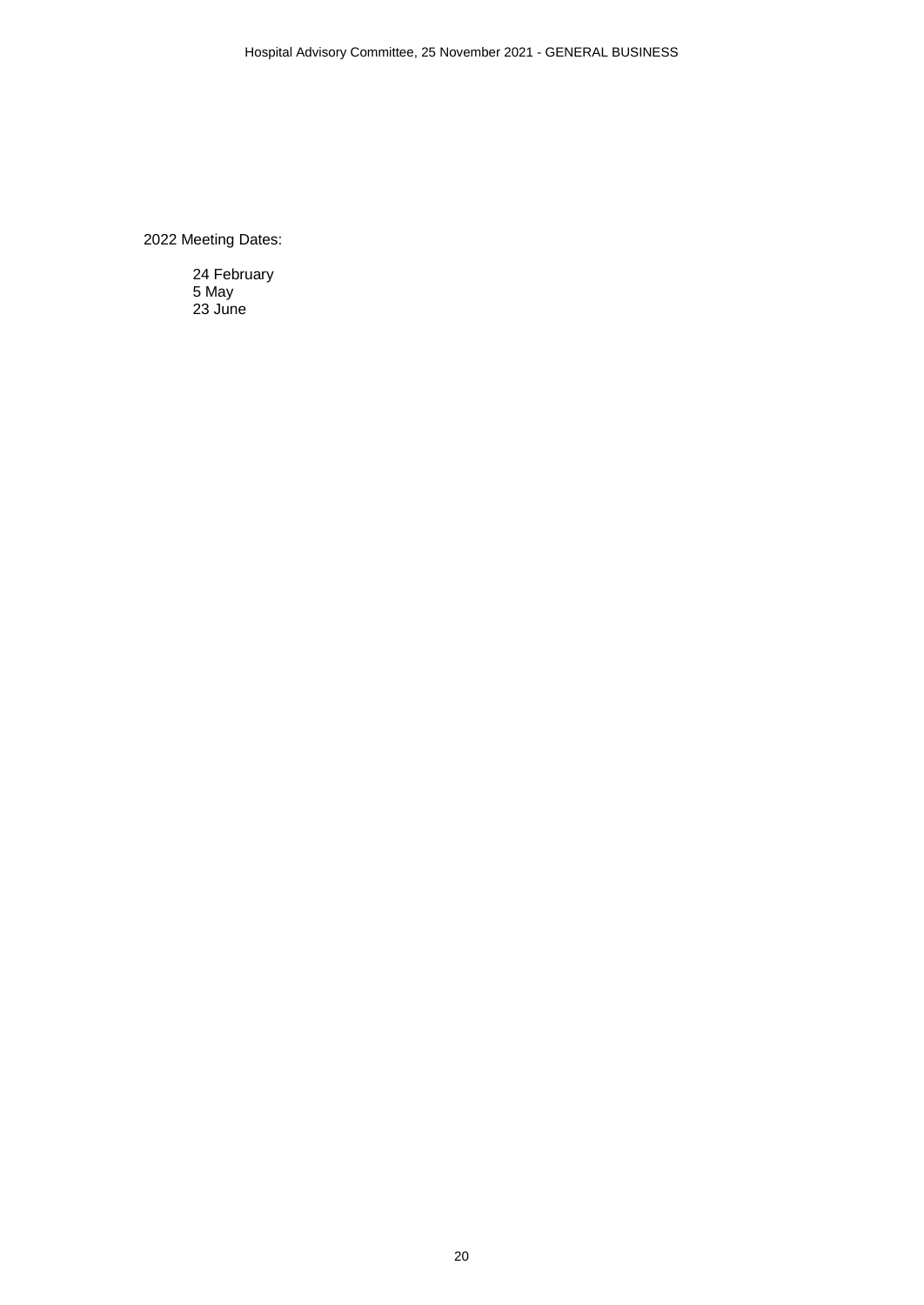2022 Meeting Dates:

- 24 February
- 5 May
- 23 June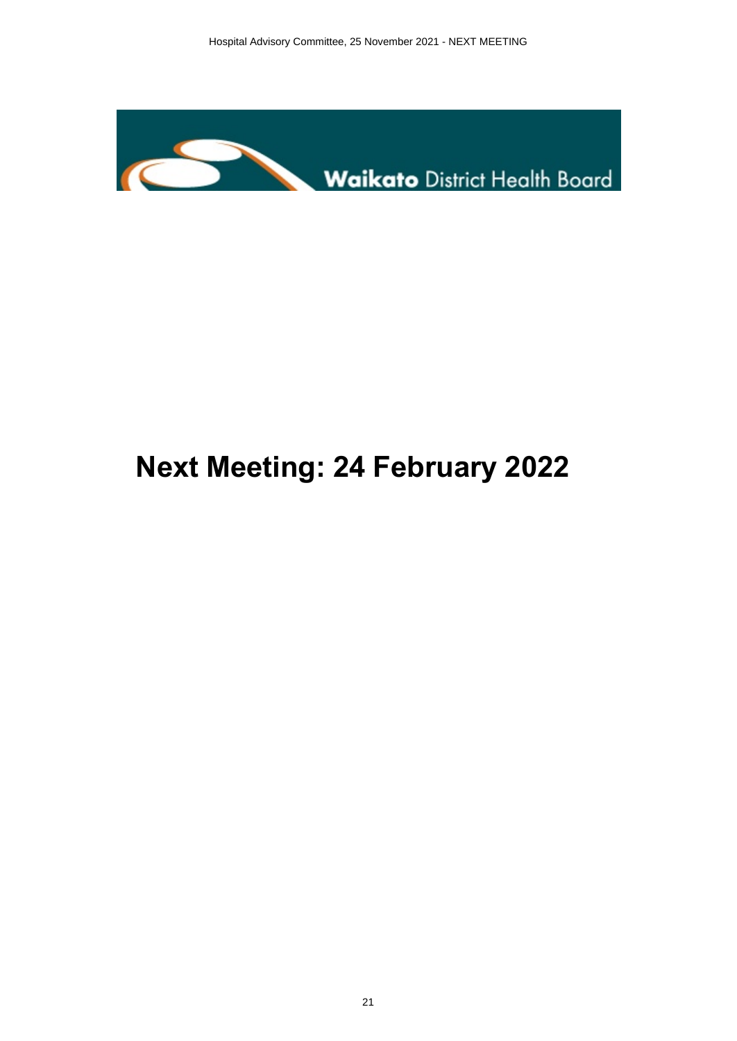Waikato District Health Board

# Next Meeting: 24 February 2022